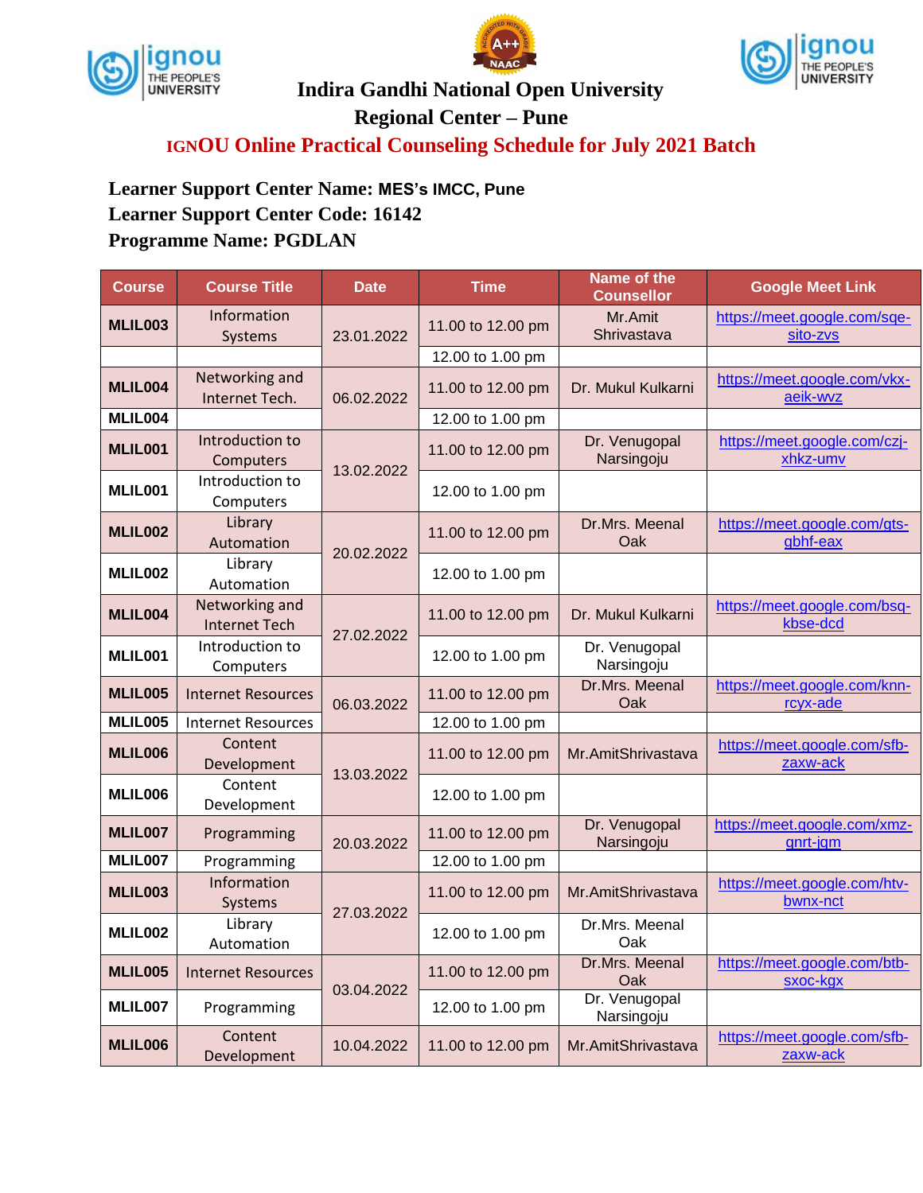# Indira Gandhi National Open University

## Regional Center – Pune

## IGNOU Online Practical Counseling Schedule for July 2021 Batch

**Learner Support Center Name: MES's IMCC, Pune**
**Learner Support Center Code: 16142**
**Programme Name: PGDLAN**

| Course | Course Title | Date | Time | Name of the Counsellor | Google Meet Link |
|---|---|---|---|---|---|
| MLIL003 | Information Systems | 23.01.2022 | 11.00 to 12.00 pm | Mr.Amit Shrivastava | https://meet.google.com/sqe-sito-zvs |
| | | | 12.00 to 1.00 pm | | |
| MLIL004 | Networking and Internet Tech. | 06.02.2022 | 11.00 to 12.00 pm | Dr. Mukul Kulkarni | https://meet.google.com/vkx-aeik-wvz |
| MLIL004 | | | 12.00 to 1.00 pm | | |
| MLIL001 | Introduction to Computers | 13.02.2022 | 11.00 to 12.00 pm | Dr. Venugopal Narsingoju | https://meet.google.com/czj-xhkz-umv |
| MLIL001 | Introduction to Computers | | 12.00 to 1.00 pm | | |
| MLIL002 | Library Automation | 20.02.2022 | 11.00 to 12.00 pm | Dr.Mrs. Meenal Oak | https://meet.google.com/gts-gbhf-eax |
| MLIL002 | Library Automation | | 12.00 to 1.00 pm | | |
| MLIL004 | Networking and Internet Tech | 27.02.2022 | 11.00 to 12.00 pm | Dr. Mukul Kulkarni | https://meet.google.com/bsq-kbse-dcd |
| MLIL001 | Introduction to Computers | | 12.00 to 1.00 pm | Dr. Venugopal Narsingoju | |
| MLIL005 | Internet Resources | 06.03.2022 | 11.00 to 12.00 pm | Dr.Mrs. Meenal Oak | https://meet.google.com/knn-rcyx-ade |
| MLIL005 | Internet Resources | | 12.00 to 1.00 pm | | |
| MLIL006 | Content Development | 13.03.2022 | 11.00 to 12.00 pm | Mr.AmitShrivastava | https://meet.google.com/sfb-zaxw-ack |
| MLIL006 | Content Development | | 12.00 to 1.00 pm | | |
| MLIL007 | Programming | 20.03.2022 | 11.00 to 12.00 pm | Dr. Venugopal Narsingoju | https://meet.google.com/xmz-gnrt-jgm |
| MLIL007 | Programming | | 12.00 to 1.00 pm | | |
| MLIL003 | Information Systems | 27.03.2022 | 11.00 to 12.00 pm | Mr.AmitShrivastava | https://meet.google.com/htv-bwnx-nct |
| MLIL002 | Library Automation | | 12.00 to 1.00 pm | Dr.Mrs. Meenal Oak | |
| MLIL005 | Internet Resources | 03.04.2022 | 11.00 to 12.00 pm | Dr.Mrs. Meenal Oak | https://meet.google.com/btb-sxoc-kgx |
| MLIL007 | Programming | | 12.00 to 1.00 pm | Dr. Venugopal Narsingoju | |
| MLIL006 | Content Development | 10.04.2022 | 11.00 to 12.00 pm | Mr.AmitShrivastava | https://meet.google.com/sfb-zaxw-ack |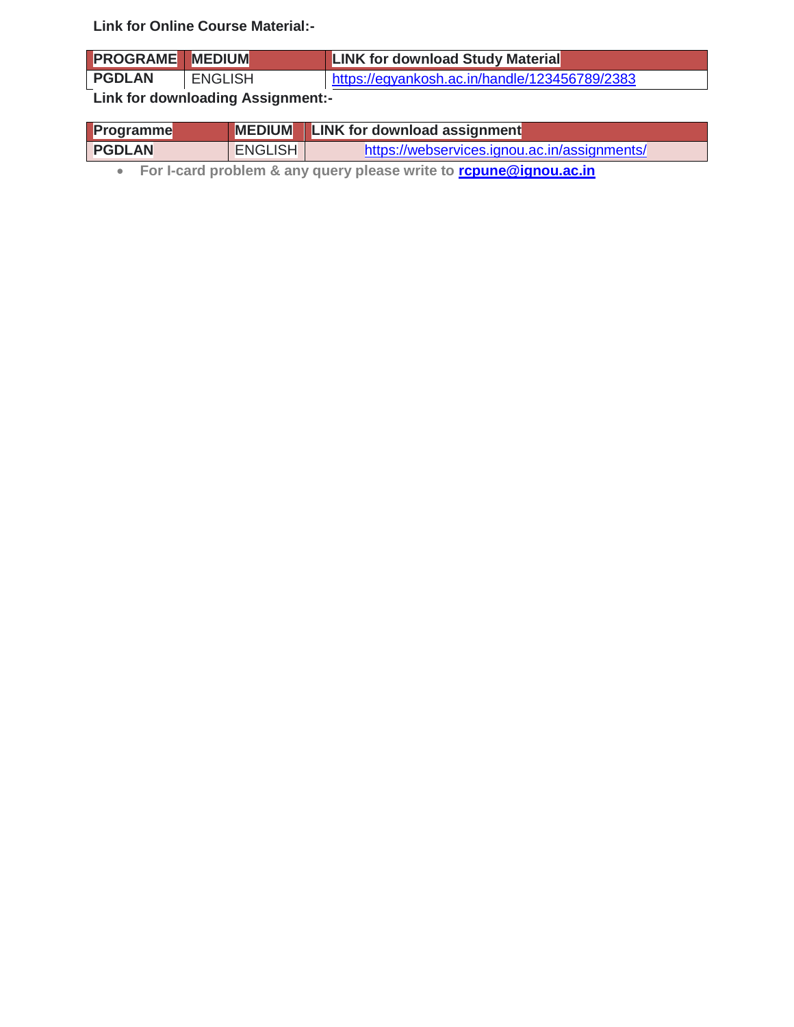**Link for Online Course Material:-**

| PROGRAME | MEDIUM | LINK for download Study Material |
| --- | --- | --- |
| **PGDLAN** | ENGLISH | https://egyankosh.ac.in/handle/123456789/2383 |

**Link for downloading Assignment:-**

| Programme | MEDIUM | LINK for download assignment |
| --- | --- | --- |
| **PGDLAN** | ENGLISH | https://webservices.ignou.ac.in/assignments/ |

- **For I-card problem & any query please write to rcpune@ignou.ac.in**